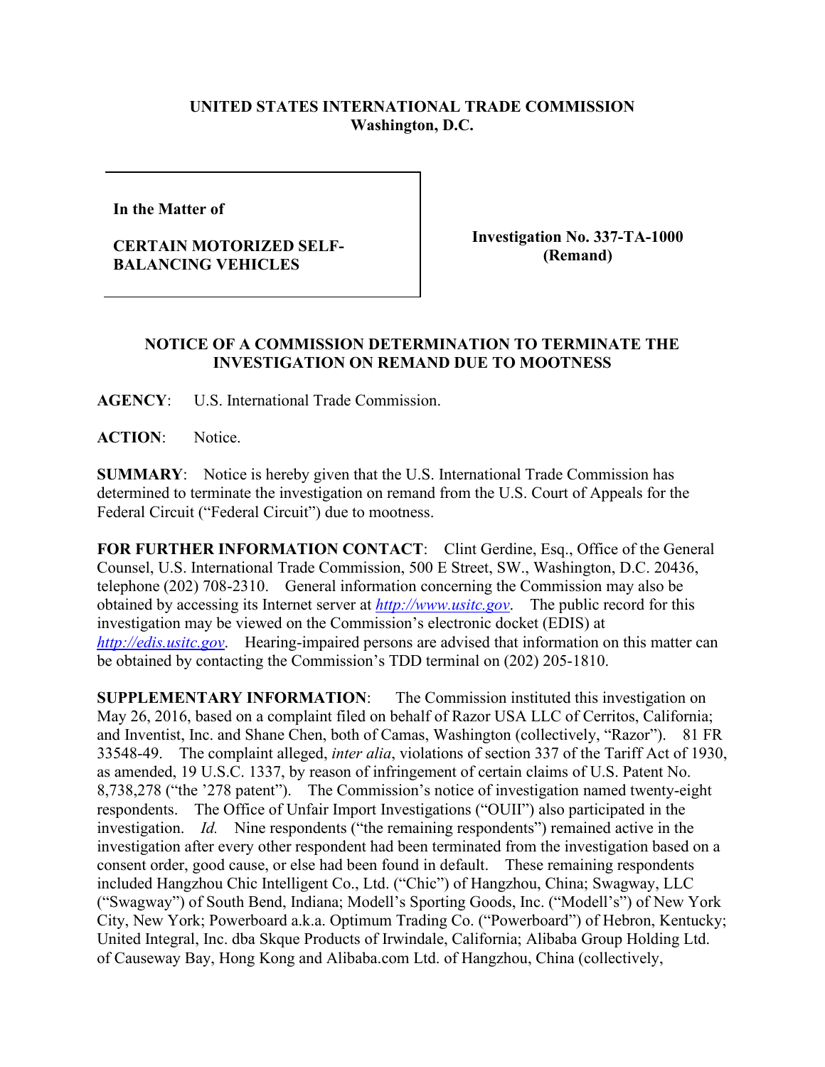**UNITED STATES INTERNATIONAL TRADE COMMISSION**
**Washington, D.C.**

| **In the Matter of**<br><br>**CERTAIN MOTORIZED SELF-BALANCING VEHICLES** | **Investigation No. 337-TA-1000 (Remand)** |
|---|---|

## NOTICE OF A COMMISSION DETERMINATION TO TERMINATE THE INVESTIGATION ON REMAND DUE TO MOOTNESS

**AGENCY**: U.S. International Trade Commission.

**ACTION**: Notice.

**SUMMARY**: Notice is hereby given that the U.S. International Trade Commission has determined to terminate the investigation on remand from the U.S. Court of Appeals for the Federal Circuit ("Federal Circuit") due to mootness.

**FOR FURTHER INFORMATION CONTACT**: Clint Gerdine, Esq., Office of the General Counsel, U.S. International Trade Commission, 500 E Street, SW., Washington, D.C. 20436, telephone (202) 708-2310. General information concerning the Commission may also be obtained by accessing its Internet server at *http://www.usitc.gov*. The public record for this investigation may be viewed on the Commission's electronic docket (EDIS) at *http://edis.usitc.gov*. Hearing-impaired persons are advised that information on this matter can be obtained by contacting the Commission's TDD terminal on (202) 205-1810.

**SUPPLEMENTARY INFORMATION**: The Commission instituted this investigation on May 26, 2016, based on a complaint filed on behalf of Razor USA LLC of Cerritos, California; and Inventist, Inc. and Shane Chen, both of Camas, Washington (collectively, "Razor"). 81 FR 33548-49. The complaint alleged, *inter alia*, violations of section 337 of the Tariff Act of 1930, as amended, 19 U.S.C. 1337, by reason of infringement of certain claims of U.S. Patent No. 8,738,278 ("the '278 patent"). The Commission's notice of investigation named twenty-eight respondents. The Office of Unfair Import Investigations ("OUII") also participated in the investigation. *Id.* Nine respondents ("the remaining respondents") remained active in the investigation after every other respondent had been terminated from the investigation based on a consent order, good cause, or else had been found in default. These remaining respondents included Hangzhou Chic Intelligent Co., Ltd. ("Chic") of Hangzhou, China; Swagway, LLC ("Swagway") of South Bend, Indiana; Modell's Sporting Goods, Inc. ("Modell's") of New York City, New York; Powerboard a.k.a. Optimum Trading Co. ("Powerboard") of Hebron, Kentucky; United Integral, Inc. dba Skque Products of Irwindale, California; Alibaba Group Holding Ltd. of Causeway Bay, Hong Kong and Alibaba.com Ltd. of Hangzhou, China (collectively,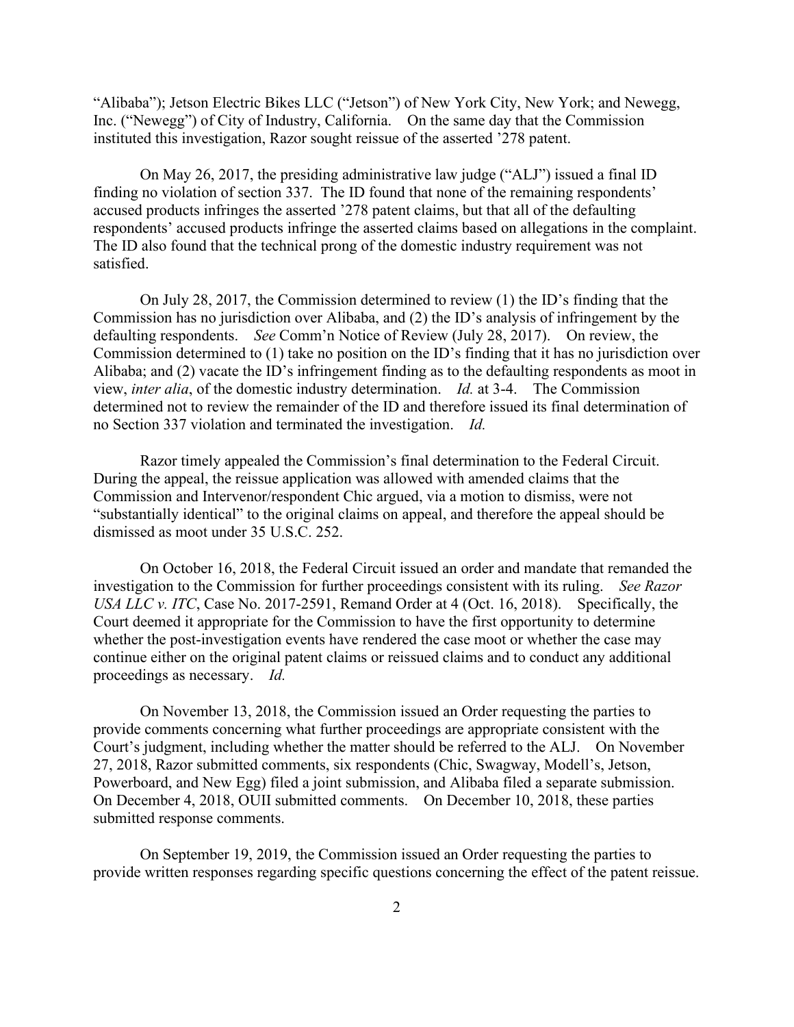"Alibaba"); Jetson Electric Bikes LLC ("Jetson") of New York City, New York; and Newegg, Inc. ("Newegg") of City of Industry, California. On the same day that the Commission instituted this investigation, Razor sought reissue of the asserted '278 patent.

On May 26, 2017, the presiding administrative law judge ("ALJ") issued a final ID finding no violation of section 337. The ID found that none of the remaining respondents' accused products infringes the asserted '278 patent claims, but that all of the defaulting respondents' accused products infringe the asserted claims based on allegations in the complaint. The ID also found that the technical prong of the domestic industry requirement was not satisfied.

On July 28, 2017, the Commission determined to review (1) the ID's finding that the Commission has no jurisdiction over Alibaba, and (2) the ID's analysis of infringement by the defaulting respondents. *See* Comm'n Notice of Review (July 28, 2017). On review, the Commission determined to (1) take no position on the ID's finding that it has no jurisdiction over Alibaba; and (2) vacate the ID's infringement finding as to the defaulting respondents as moot in view, *inter alia*, of the domestic industry determination. *Id.* at 3-4. The Commission determined not to review the remainder of the ID and therefore issued its final determination of no Section 337 violation and terminated the investigation. *Id.*

Razor timely appealed the Commission's final determination to the Federal Circuit. During the appeal, the reissue application was allowed with amended claims that the Commission and Intervenor/respondent Chic argued, via a motion to dismiss, were not "substantially identical" to the original claims on appeal, and therefore the appeal should be dismissed as moot under 35 U.S.C. 252.

On October 16, 2018, the Federal Circuit issued an order and mandate that remanded the investigation to the Commission for further proceedings consistent with its ruling. *See Razor USA LLC v. ITC*, Case No. 2017-2591, Remand Order at 4 (Oct. 16, 2018). Specifically, the Court deemed it appropriate for the Commission to have the first opportunity to determine whether the post-investigation events have rendered the case moot or whether the case may continue either on the original patent claims or reissued claims and to conduct any additional proceedings as necessary. *Id.*

On November 13, 2018, the Commission issued an Order requesting the parties to provide comments concerning what further proceedings are appropriate consistent with the Court's judgment, including whether the matter should be referred to the ALJ. On November 27, 2018, Razor submitted comments, six respondents (Chic, Swagway, Modell's, Jetson, Powerboard, and New Egg) filed a joint submission, and Alibaba filed a separate submission. On December 4, 2018, OUII submitted comments. On December 10, 2018, these parties submitted response comments.

On September 19, 2019, the Commission issued an Order requesting the parties to provide written responses regarding specific questions concerning the effect of the patent reissue.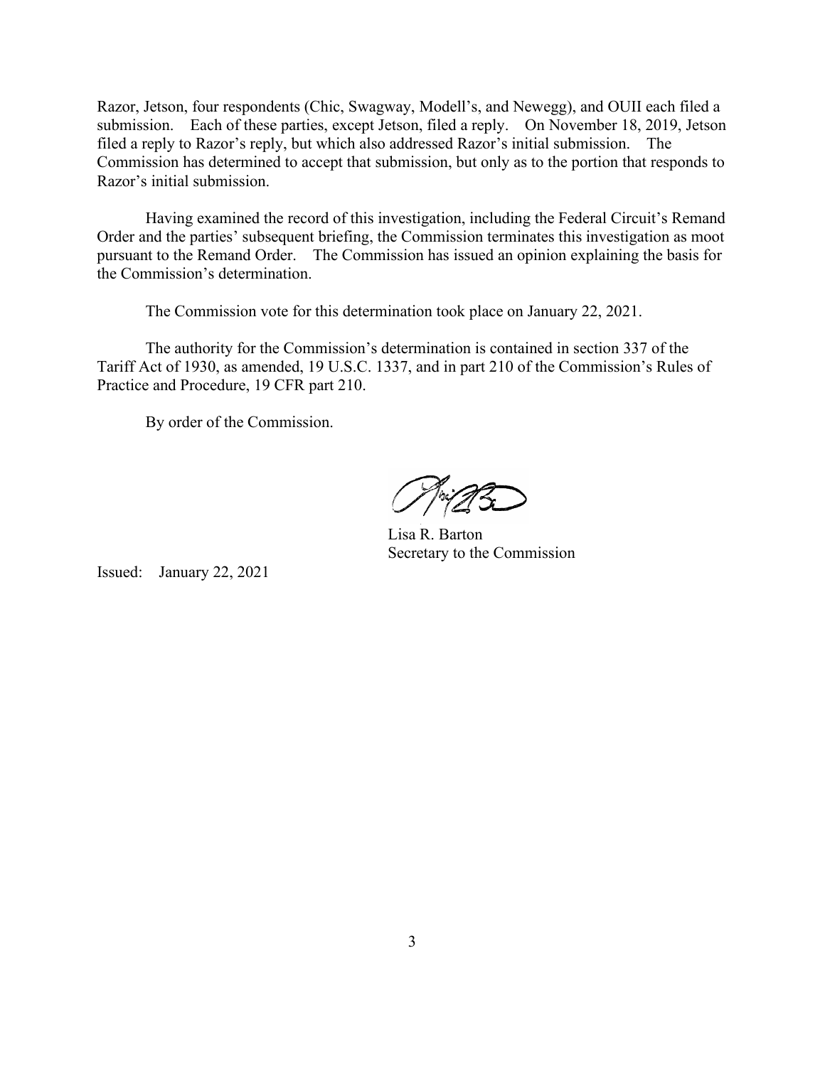Razor, Jetson, four respondents (Chic, Swagway, Modell's, and Newegg), and OUII each filed a submission. Each of these parties, except Jetson, filed a reply. On November 18, 2019, Jetson filed a reply to Razor's reply, but which also addressed Razor's initial submission. The Commission has determined to accept that submission, but only as to the portion that responds to Razor's initial submission.

Having examined the record of this investigation, including the Federal Circuit's Remand Order and the parties' subsequent briefing, the Commission terminates this investigation as moot pursuant to the Remand Order. The Commission has issued an opinion explaining the basis for the Commission's determination.

The Commission vote for this determination took place on January 22, 2021.

The authority for the Commission's determination is contained in section 337 of the Tariff Act of 1930, as amended, 19 U.S.C. 1337, and in part 210 of the Commission's Rules of Practice and Procedure, 19 CFR part 210.

By order of the Commission.

Lisa R. Barton
Secretary to the Commission

Issued: January 22, 2021